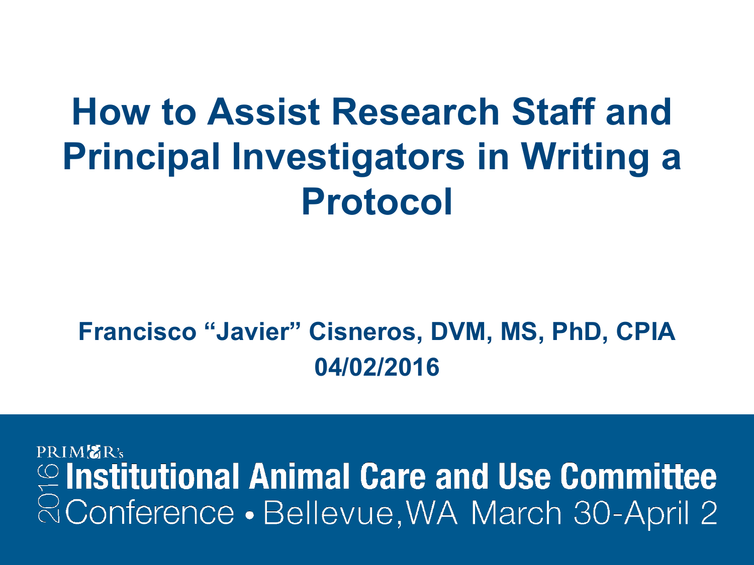# How to Assist Research Staff and Principal Investigators in Writing a Protocol

**Francisco "Javier" Cisneros, DVM, MS, PhD, CPIA**

**04/02/2016**

PRIM&R's 2016 Institutional Animal Care and Use Committee Conference • Bellevue, WA March 30-April 2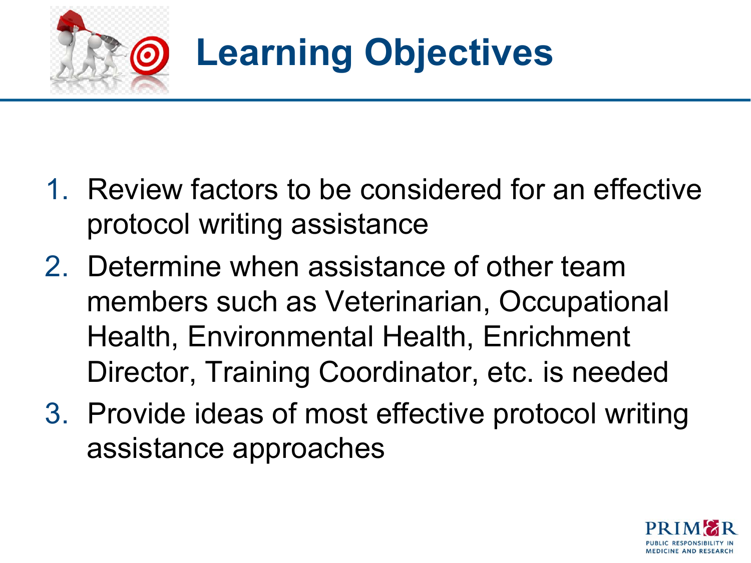# Learning Objectives

1. Review factors to be considered for an effective protocol writing assistance
2. Determine when assistance of other team members such as Veterinarian, Occupational Health, Environmental Health, Enrichment Director, Training Coordinator, etc. is needed
3. Provide ideas of most effective protocol writing assistance approaches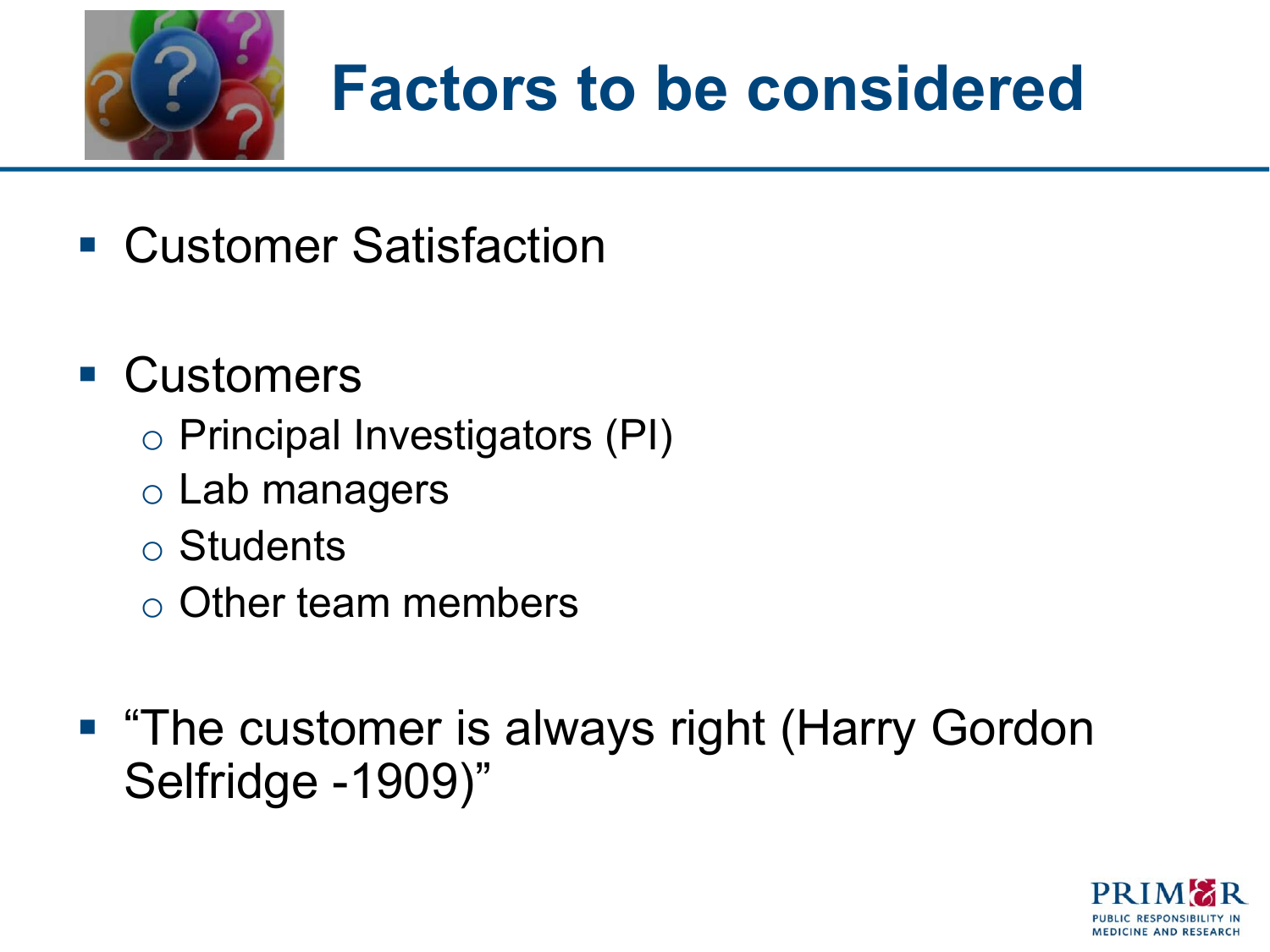# Factors to be considered

- Customer Satisfaction

- Customers
  - Principal Investigators (PI)
  - Lab managers
  - Students
  - Other team members

- "The customer is always right (Harry Gordon Selfridge -1909)"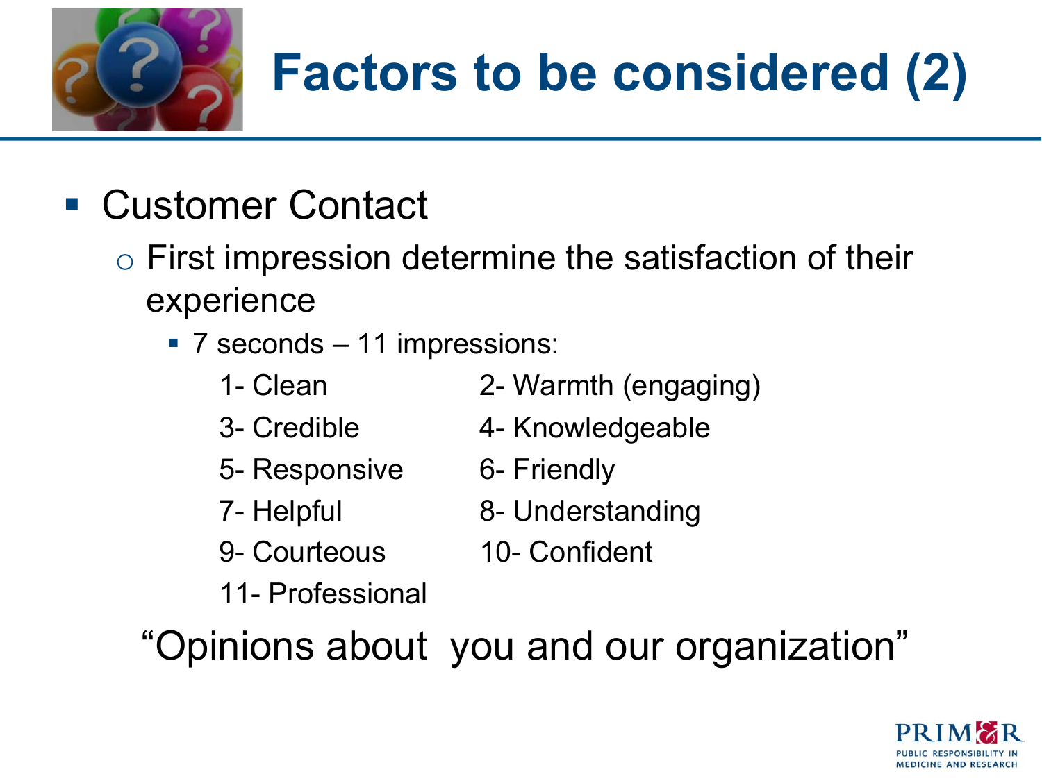# Factors to be considered (2)

- Customer Contact
  - First impression determine the satisfaction of their experience
    - 7 seconds – 11 impressions:

1- Clean
2- Warmth (engaging)
3- Credible
4- Knowledgeable
5- Responsive
6- Friendly
7- Helpful
8- Understanding
9- Courteous
10- Confident
11- Professional

"Opinions about you and our organization"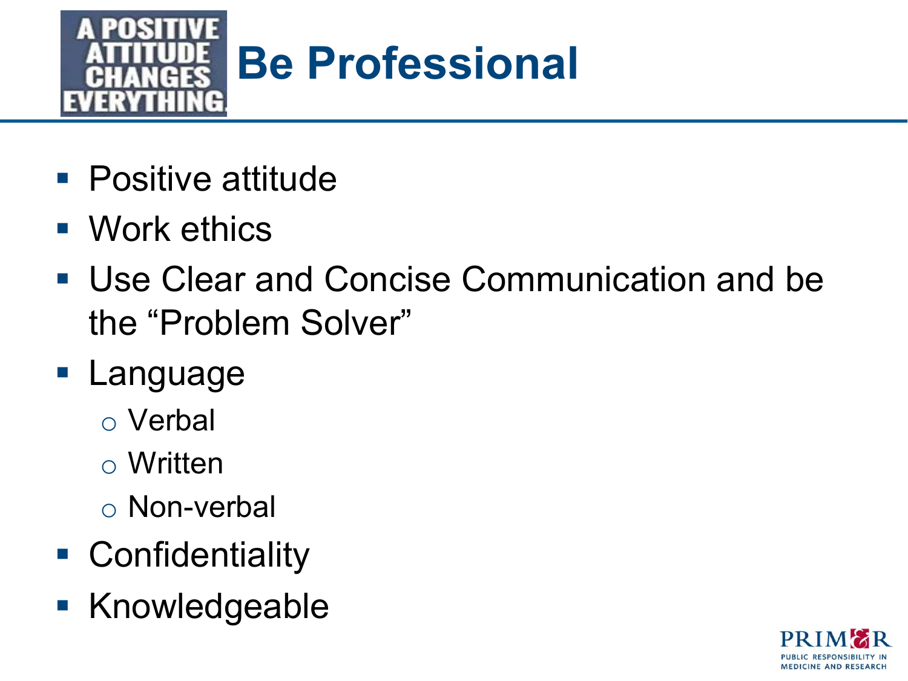# Be Professional

- Positive attitude
- Work ethics
- Use Clear and Concise Communication and be the "Problem Solver"
- Language
  - Verbal
  - Written
  - Non-verbal
- Confidentiality
- Knowledgeable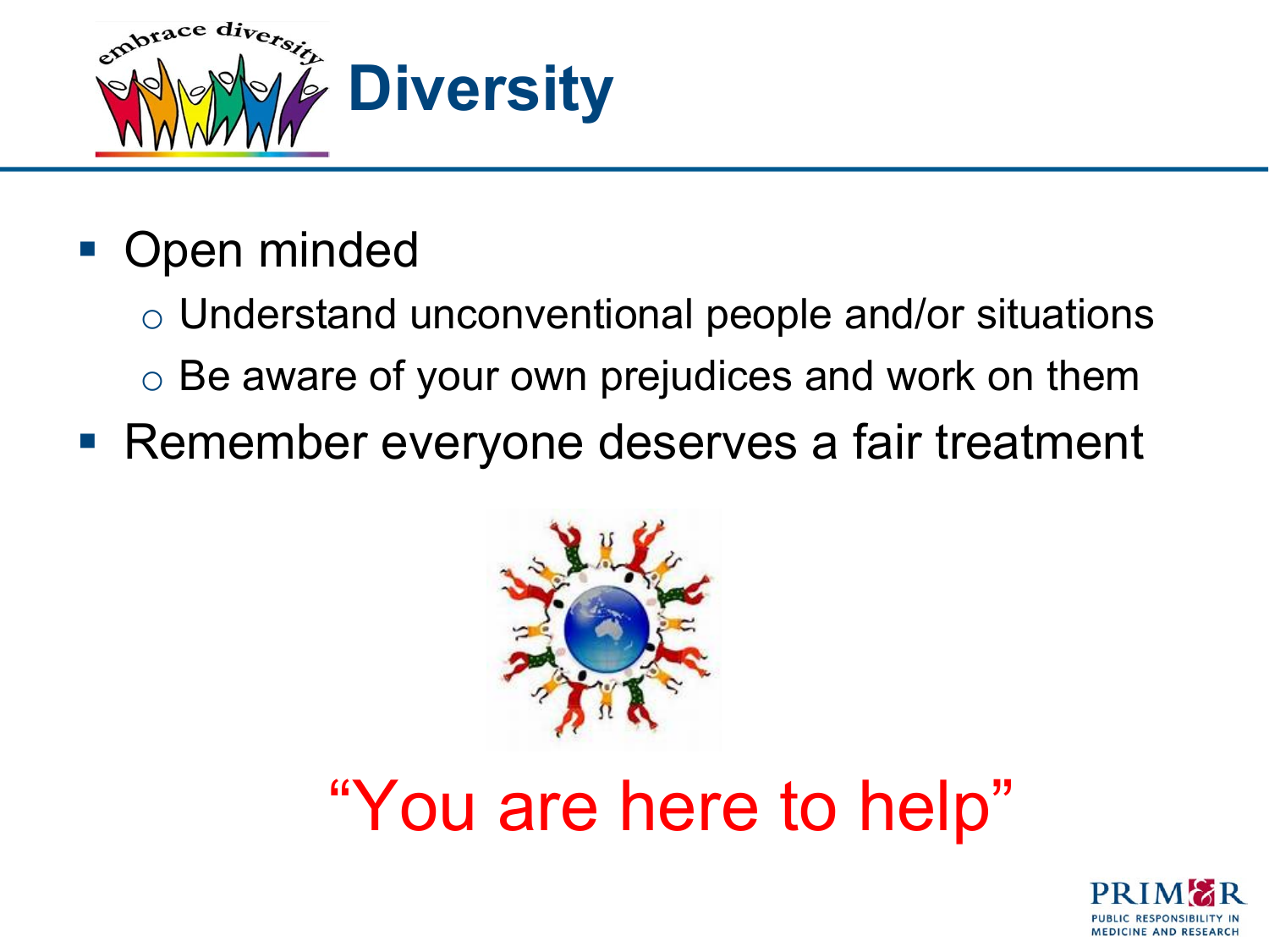# Diversity

- Open minded
  - Understand unconventional people and/or situations
  - Be aware of your own prejudices and work on them
- Remember everyone deserves a fair treatment

"You are here to help"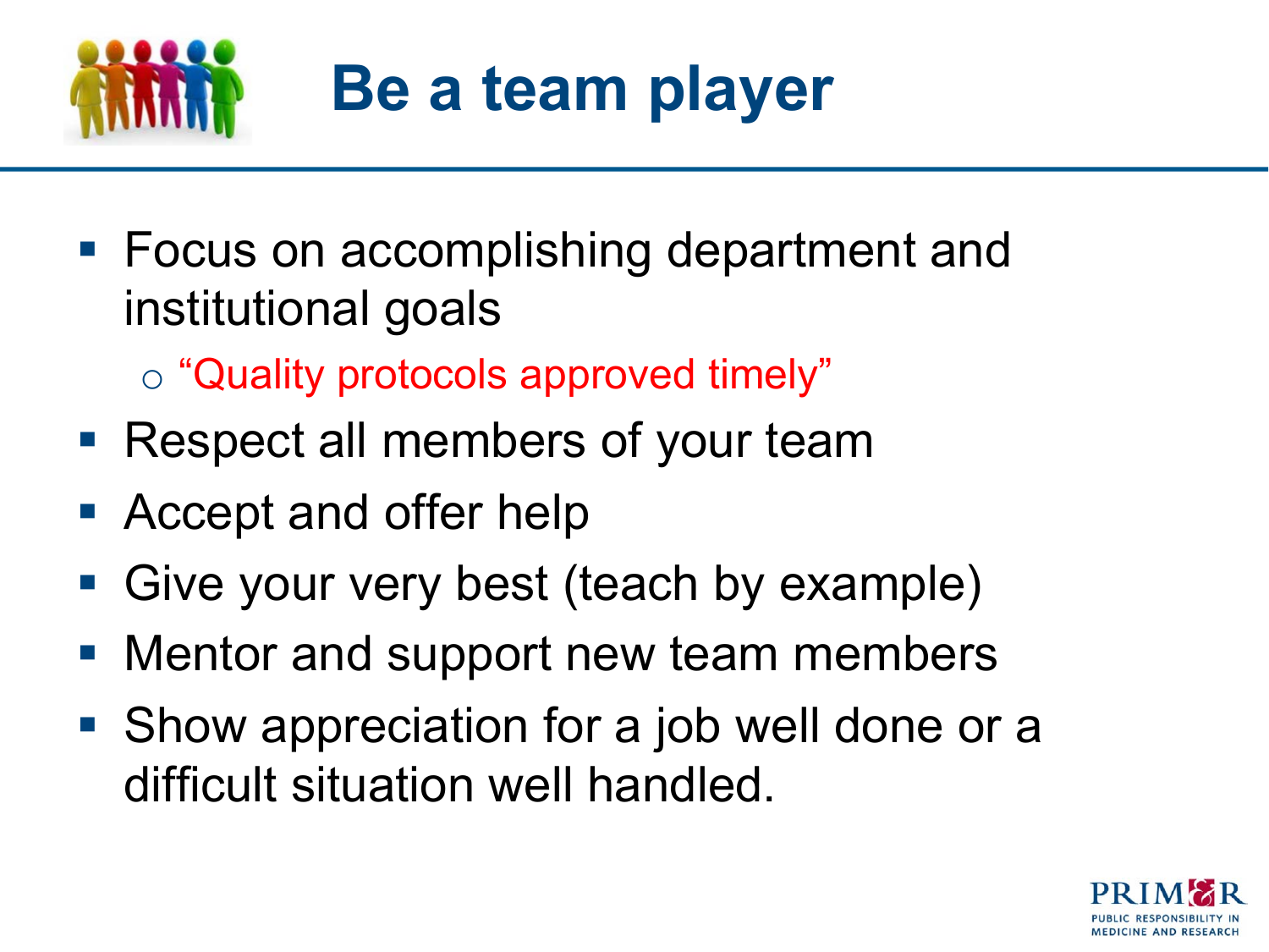# Be a team player

- Focus on accomplishing department and institutional goals
  - "Quality protocols approved timely"
- Respect all members of your team
- Accept and offer help
- Give your very best (teach by example)
- Mentor and support new team members
- Show appreciation for a job well done or a difficult situation well handled.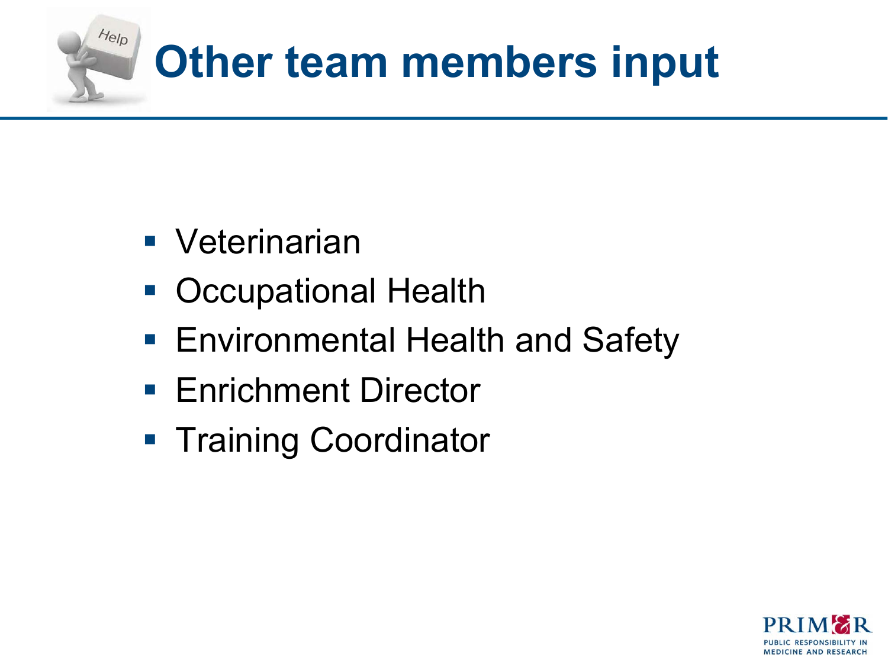# Other team members input

- Veterinarian
- Occupational Health
- Environmental Health and Safety
- Enrichment Director
- Training Coordinator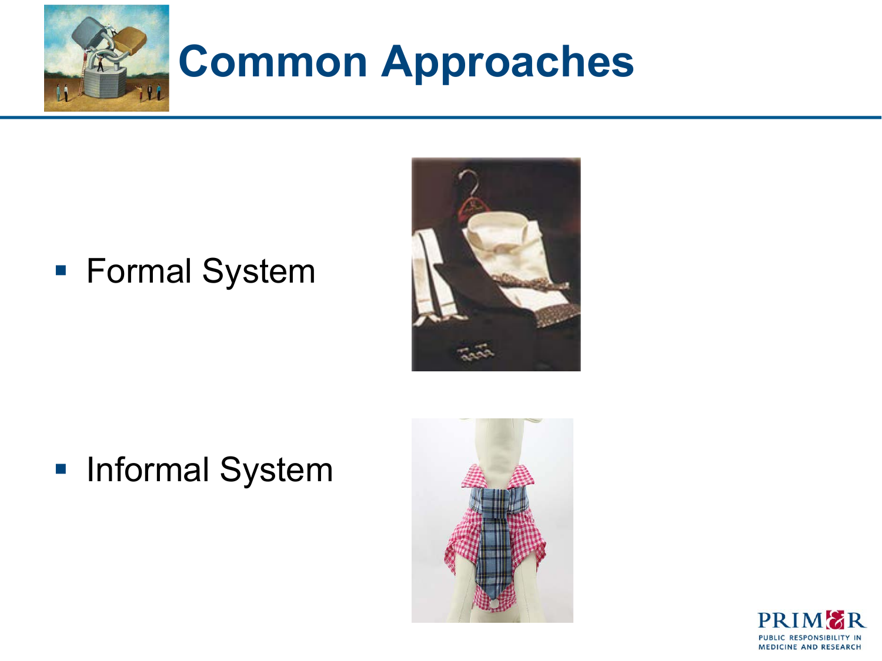# Common Approaches

- Formal System
- Informal System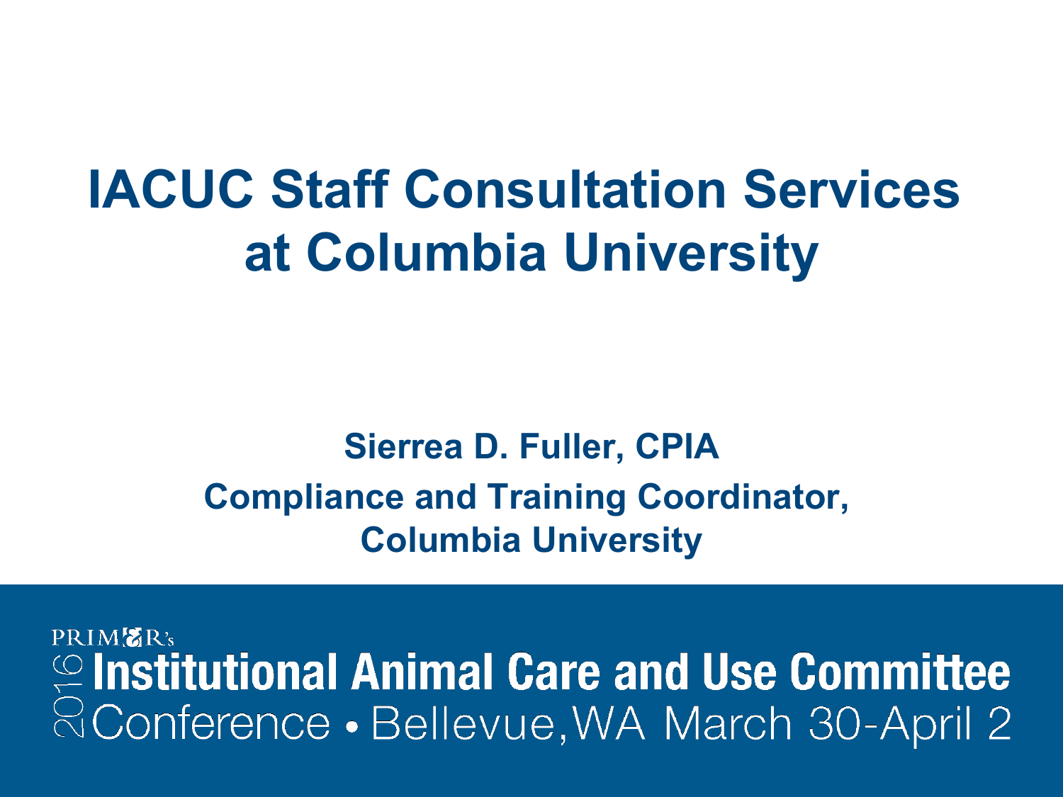# IACUC Staff Consultation Services at Columbia University

**Sierrea D. Fuller, CPIA**

**Compliance and Training Coordinator, Columbia University**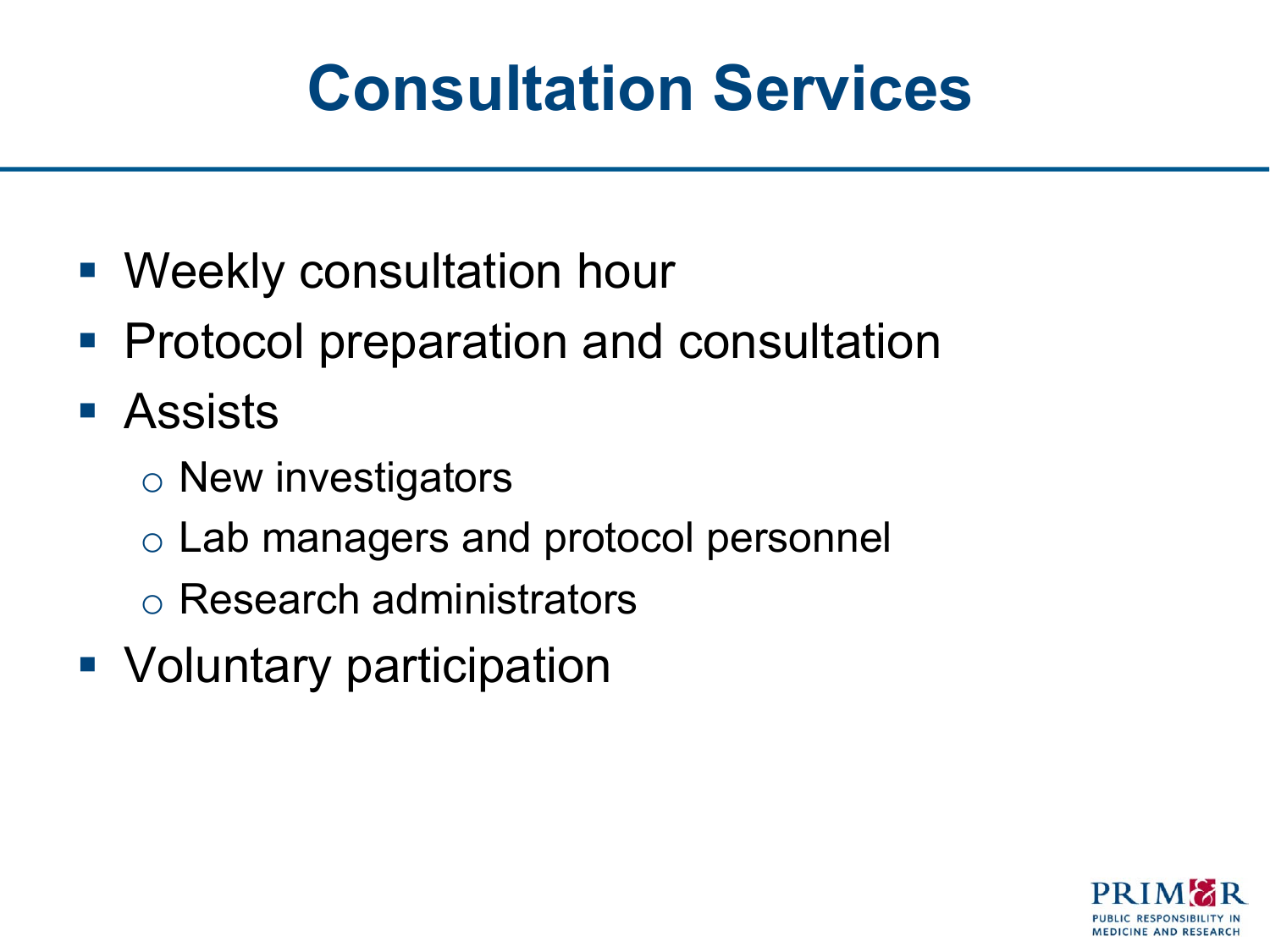# Consultation Services

- Weekly consultation hour
- Protocol preparation and consultation
- Assists
  - New investigators
  - Lab managers and protocol personnel
  - Research administrators
- Voluntary participation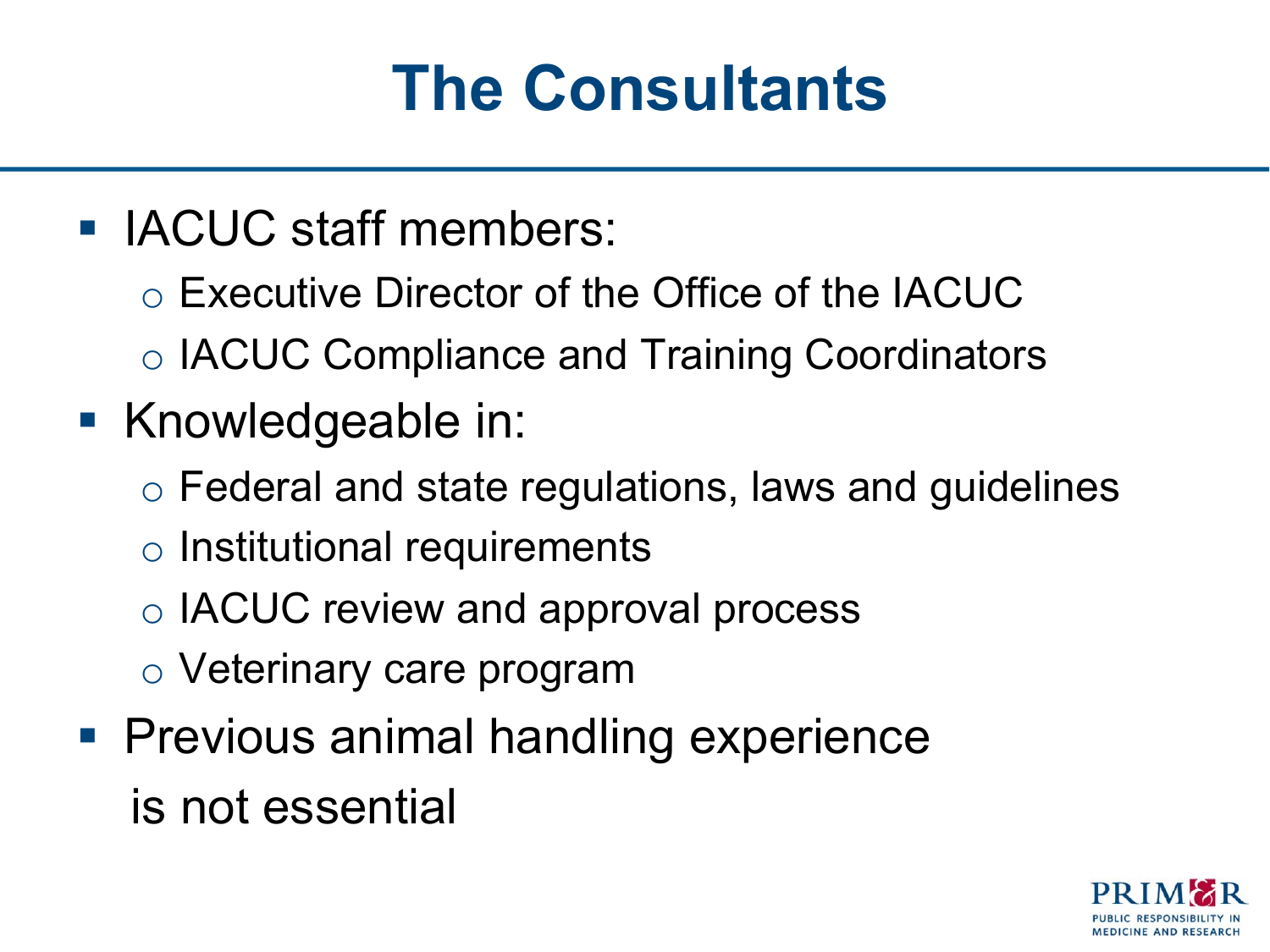# The Consultants

- IACUC staff members:
  - Executive Director of the Office of the IACUC
  - IACUC Compliance and Training Coordinators
- Knowledgeable in:
  - Federal and state regulations, laws and guidelines
  - Institutional requirements
  - IACUC review and approval process
  - Veterinary care program
- Previous animal handling experience is not essential

PRIM&R PUBLIC RESPONSIBILITY IN MEDICINE AND RESEARCH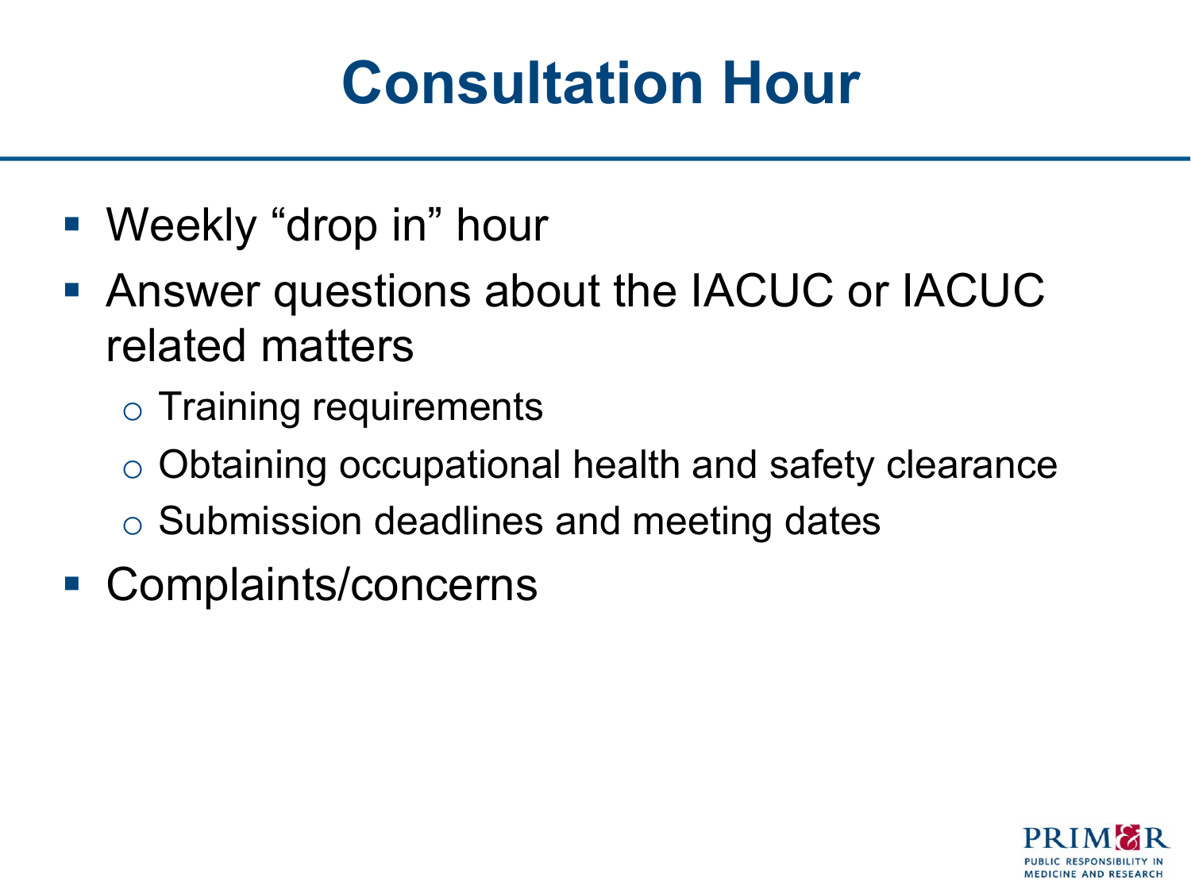# Consultation Hour

- Weekly “drop in” hour
- Answer questions about the IACUC or IACUC related matters
  - Training requirements
  - Obtaining occupational health and safety clearance
  - Submission deadlines and meeting dates
- Complaints/concerns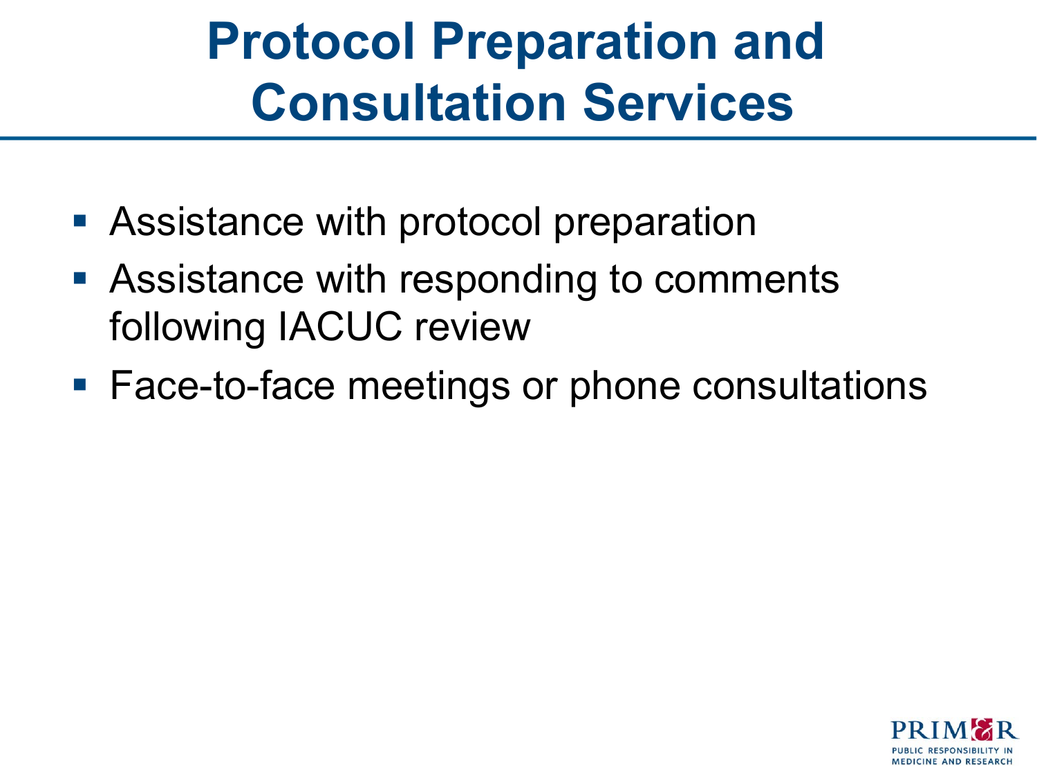# Protocol Preparation and Consultation Services

- Assistance with protocol preparation
- Assistance with responding to comments following IACUC review
- Face-to-face meetings or phone consultations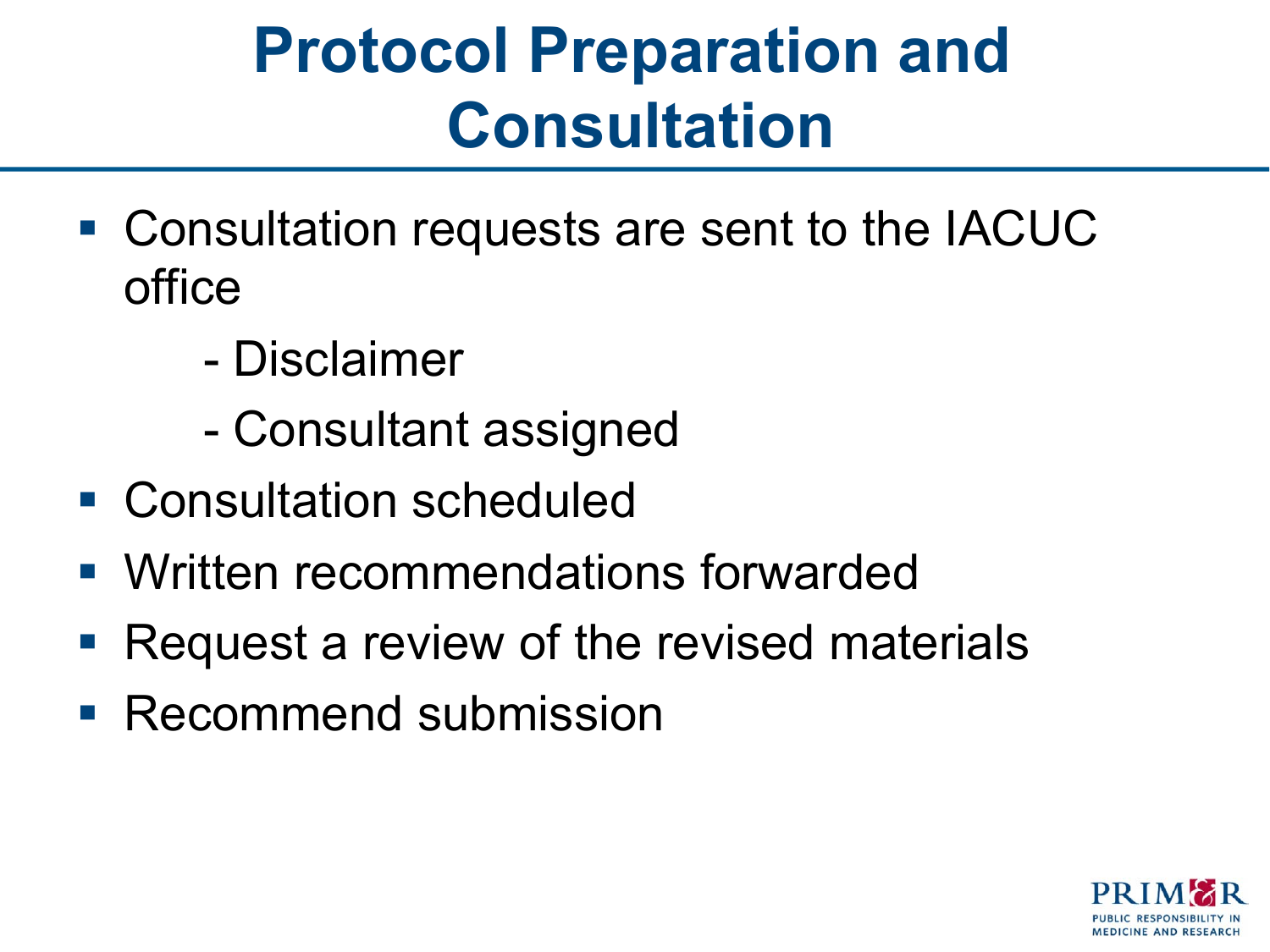# Protocol Preparation and Consultation

- Consultation requests are sent to the IACUC office
  - Disclaimer
  - Consultant assigned
- Consultation scheduled
- Written recommendations forwarded
- Request a review of the revised materials
- Recommend submission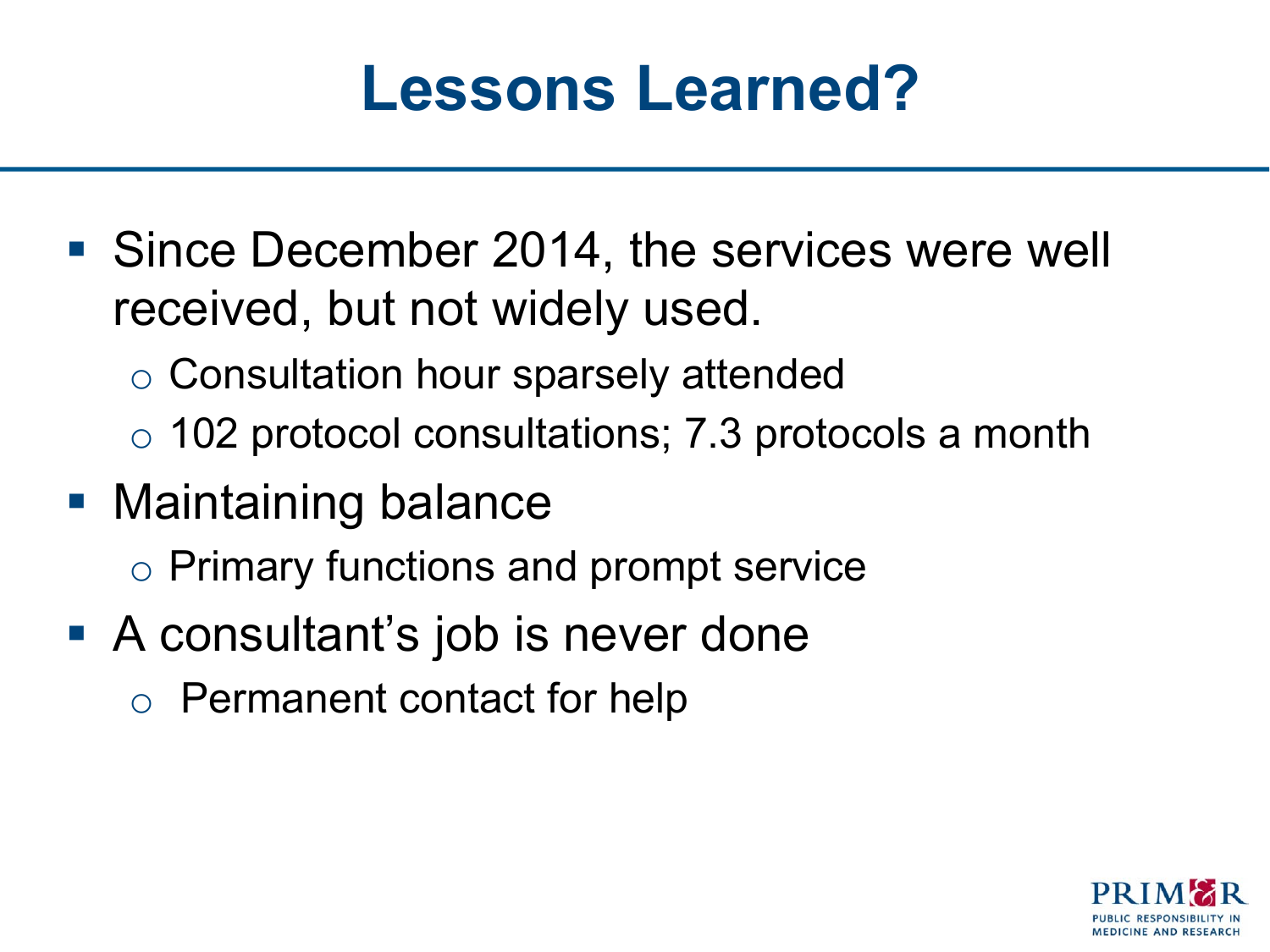# Lessons Learned?

- Since December 2014, the services were well received, but not widely used.
  - Consultation hour sparsely attended
  - 102 protocol consultations; 7.3 protocols a month
- Maintaining balance
  - Primary functions and prompt service
- A consultant's job is never done
  - Permanent contact for help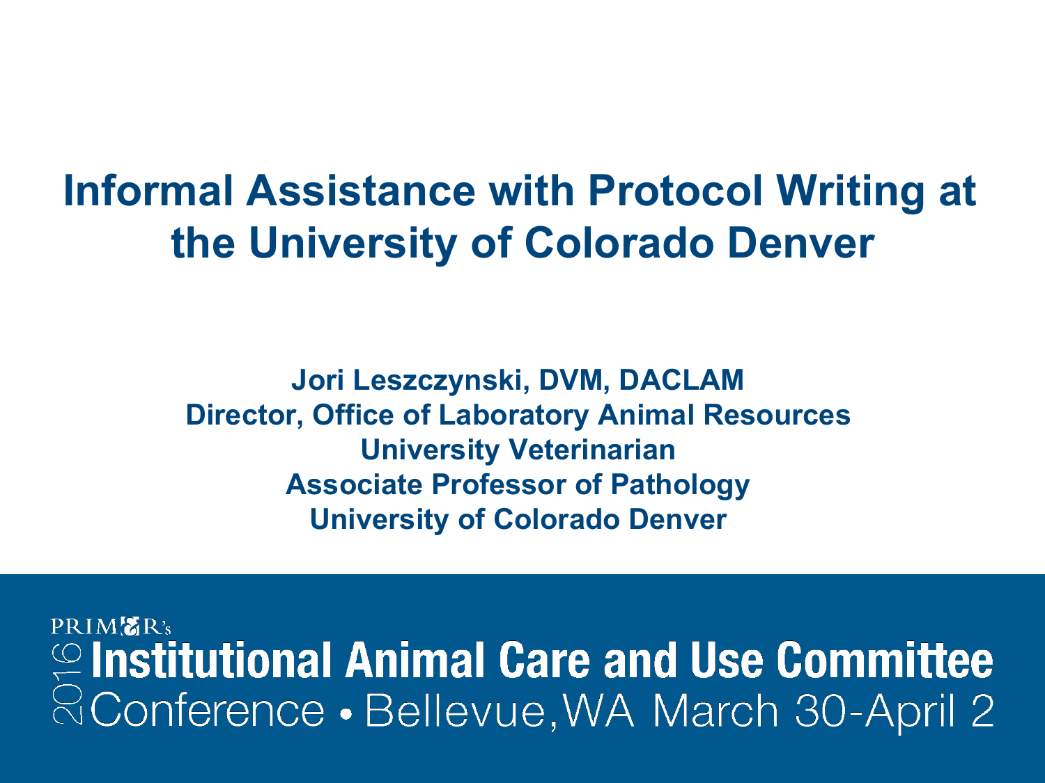# Informal Assistance with Protocol Writing at the University of Colorado Denver

**Jori Leszczynski, DVM, DACLAM**
**Director, Office of Laboratory Animal Resources**
**University Veterinarian**
**Associate Professor of Pathology**
**University of Colorado Denver**

PRIM&R's 2016 Institutional Animal Care and Use Committee Conference • Bellevue, WA March 30-April 2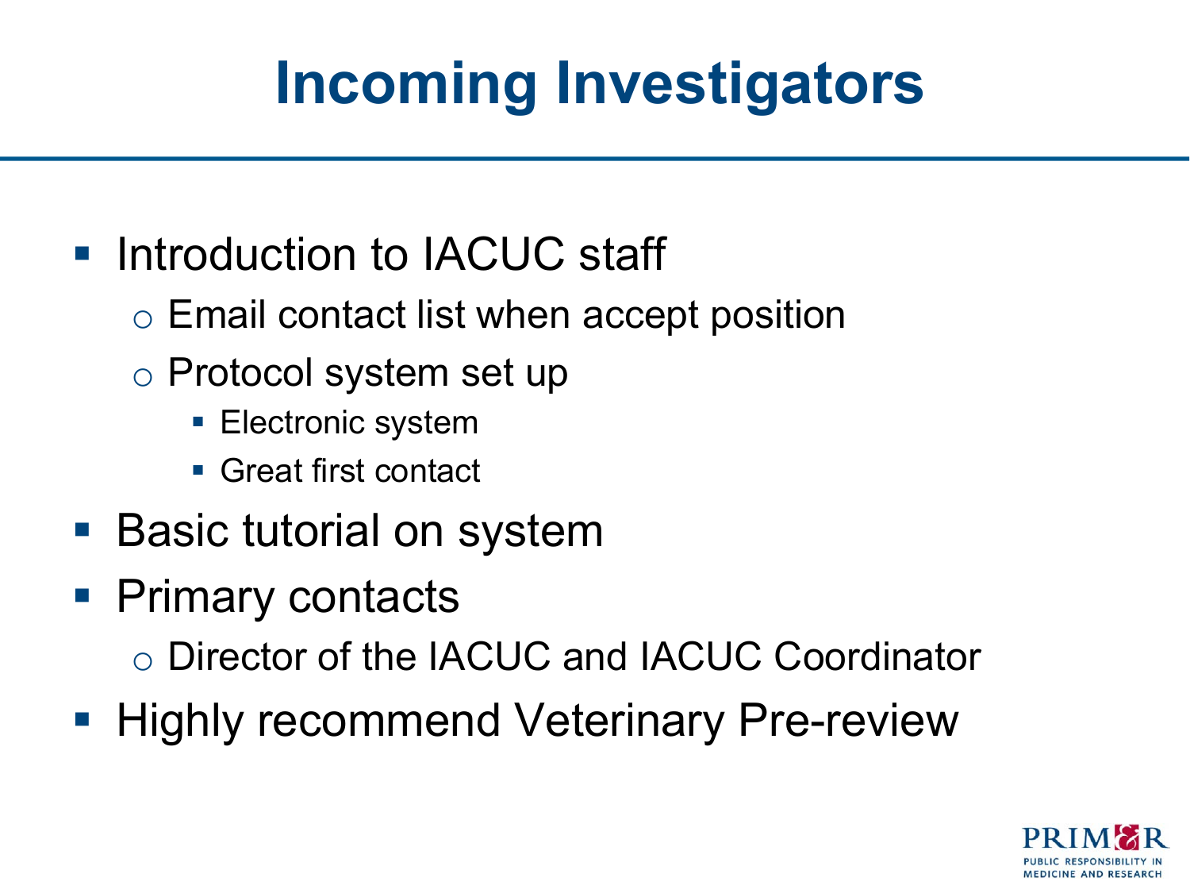# Incoming Investigators

- Introduction to IACUC staff
  - Email contact list when accept position
  - Protocol system set up
    - Electronic system
    - Great first contact
- Basic tutorial on system
- Primary contacts
  - Director of the IACUC and IACUC Coordinator
- Highly recommend Veterinary Pre-review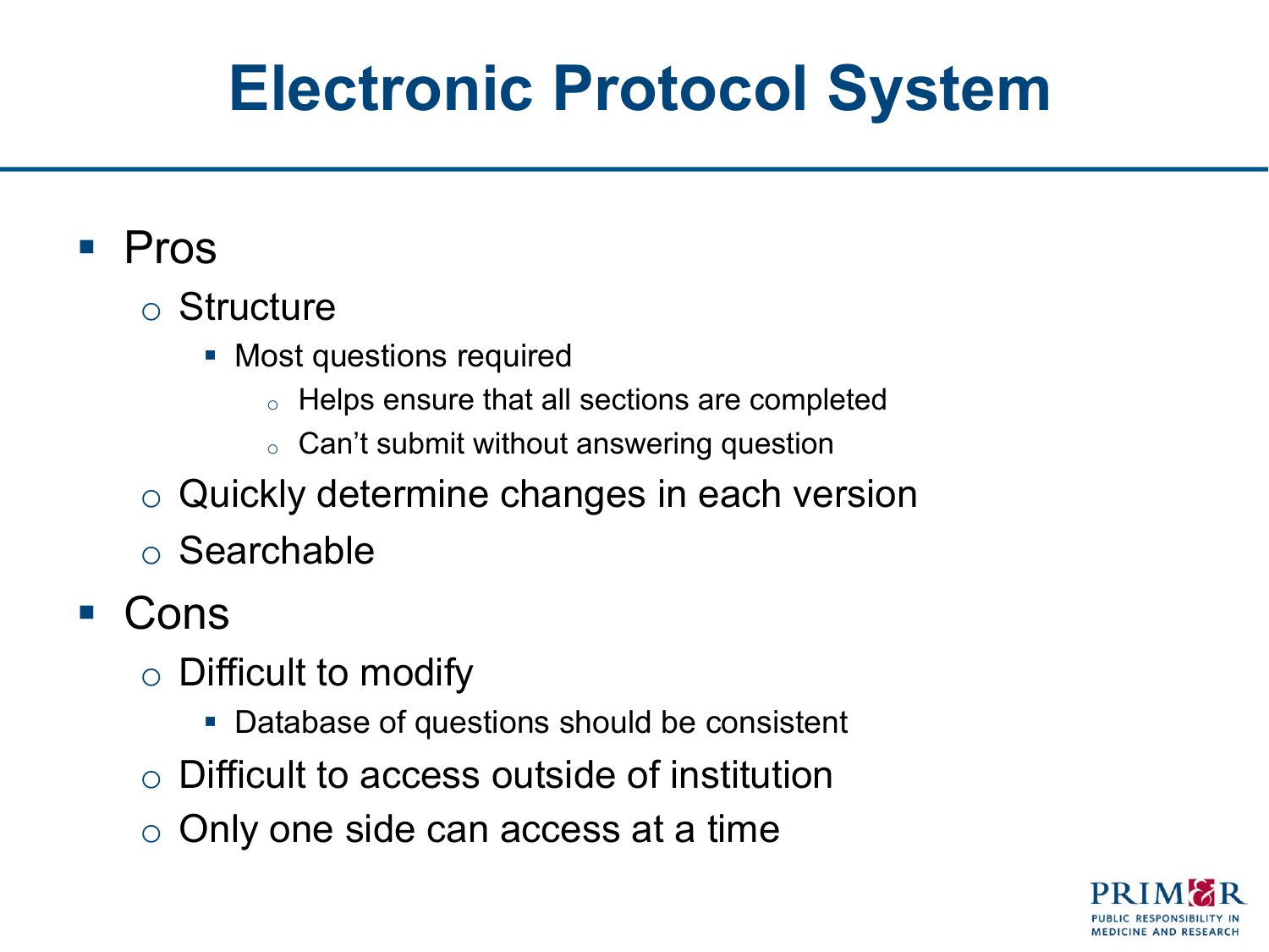# Electronic Protocol System

- Pros
  - Structure
    - Most questions required
      - Helps ensure that all sections are completed
      - Can't submit without answering question
  - Quickly determine changes in each version
  - Searchable
- Cons
  - Difficult to modify
    - Database of questions should be consistent
  - Difficult to access outside of institution
  - Only one side can access at a time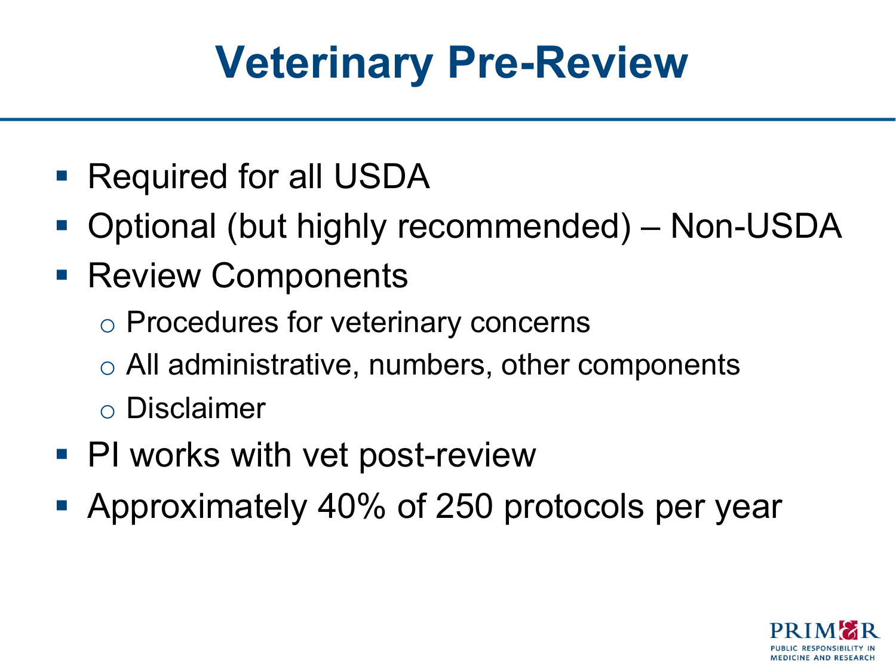# Veterinary Pre-Review

- Required for all USDA
- Optional (but highly recommended) – Non-USDA
- Review Components
  - Procedures for veterinary concerns
  - All administrative, numbers, other components
  - Disclaimer
- PI works with vet post-review
- Approximately 40% of 250 protocols per year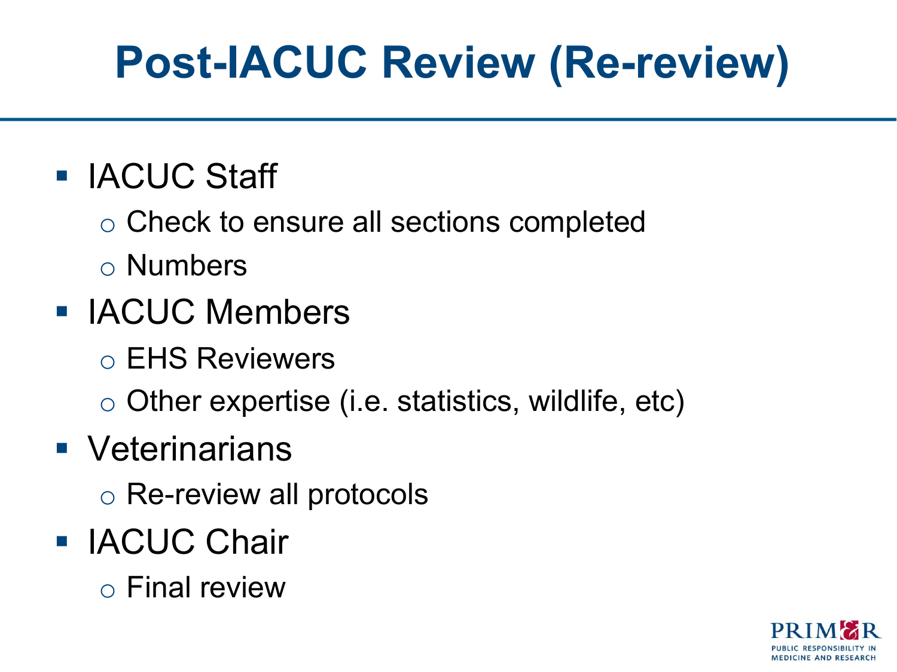# Post-IACUC Review (Re-review)

- IACUC Staff
  - Check to ensure all sections completed
  - Numbers
- IACUC Members
  - EHS Reviewers
  - Other expertise (i.e. statistics, wildlife, etc)
- Veterinarians
  - Re-review all protocols
- IACUC Chair
  - Final review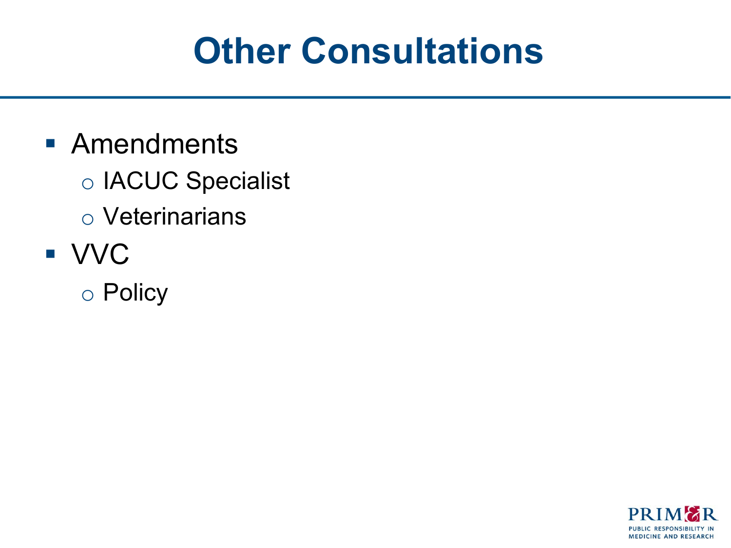# Other Consultations

- Amendments
  - IACUC Specialist
  - Veterinarians
- VVC
  - Policy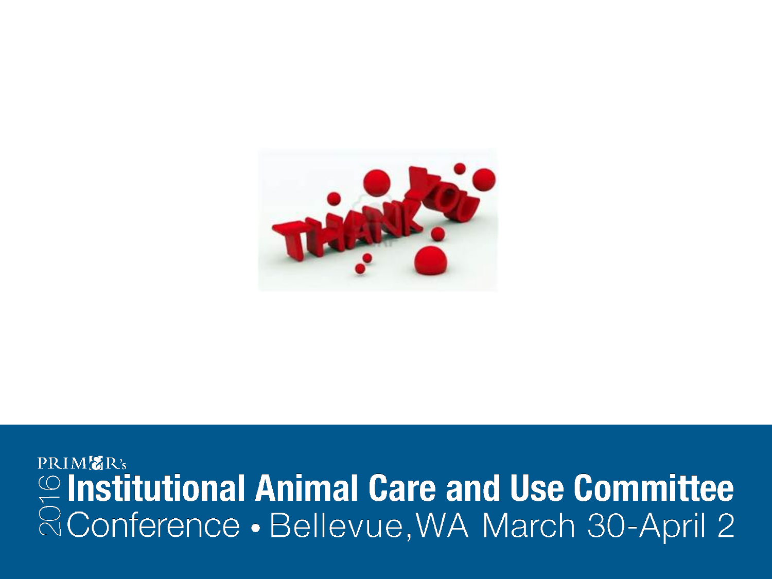THANK YOU